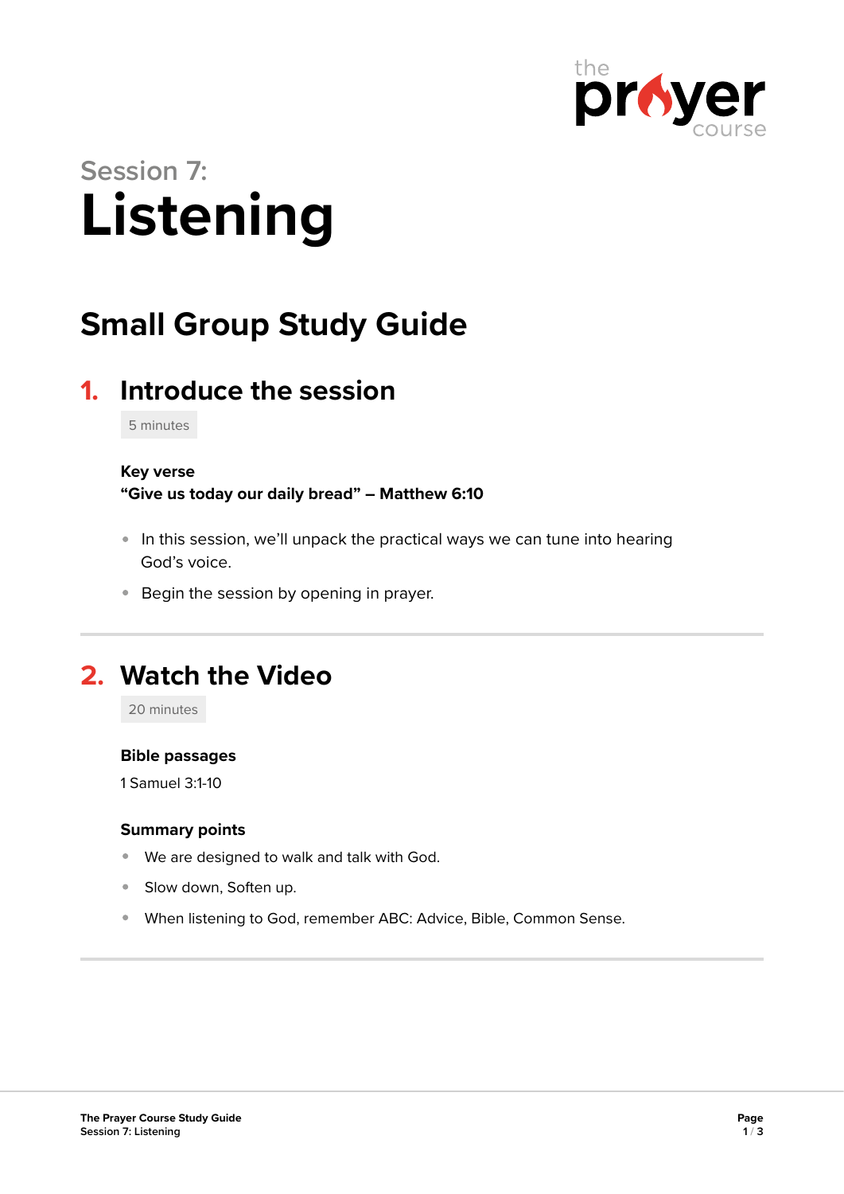Session 7:

# Listening

## Small Group Study Guide

### 1. Introduce the session

5 minutes

**Key verse**
**"Give us today our daily bread" – Matthew 6:10**

- In this session, we'll unpack the practical ways we can tune into hearing God's voice.
- Begin the session by opening in prayer.

---

### 2. Watch the Video

20 minutes

**Bible passages**

1 Samuel 3:1-10

**Summary points**

- We are designed to walk and talk with God.
- Slow down, Soften up.
- When listening to God, remember ABC: Advice, Bible, Common Sense.

---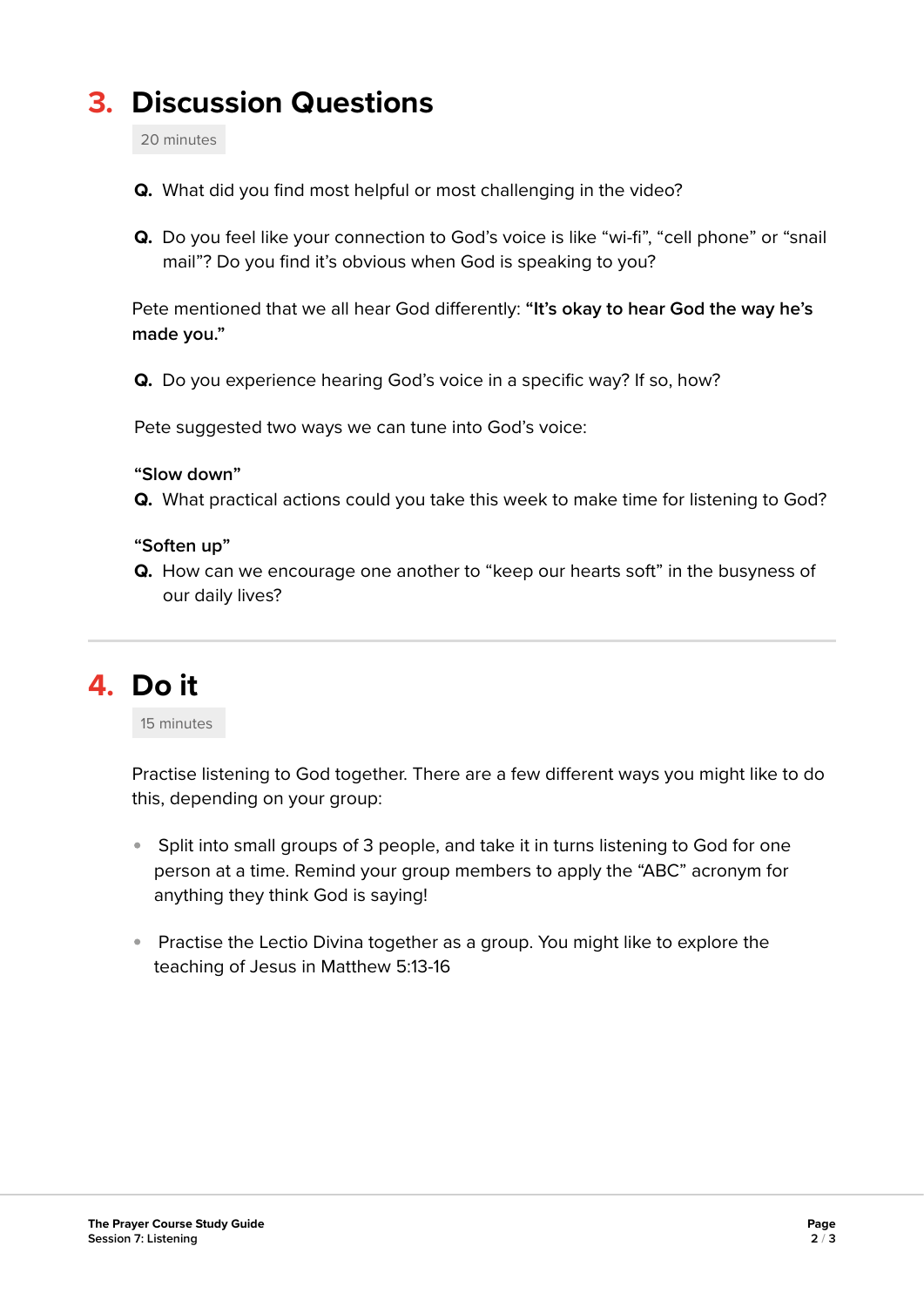## 3. Discussion Questions

20 minutes

**Q.** What did you find most helpful or most challenging in the video?

**Q.** Do you feel like your connection to God's voice is like "wi-fi", "cell phone" or "snail mail"? Do you find it's obvious when God is speaking to you?

Pete mentioned that we all hear God differently: **"It's okay to hear God the way he's made you."**

**Q.** Do you experience hearing God's voice in a specific way? If so, how?

Pete suggested two ways we can tune into God's voice:

**"Slow down"**

**Q.** What practical actions could you take this week to make time for listening to God?

**"Soften up"**

**Q.** How can we encourage one another to "keep our hearts soft" in the busyness of our daily lives?

---

## 4. Do it

15 minutes

Practise listening to God together. There are a few different ways you might like to do this, depending on your group:

- Split into small groups of 3 people, and take it in turns listening to God for one person at a time. Remind your group members to apply the "ABC" acronym for anything they think God is saying!
- Practise the Lectio Divina together as a group. You might like to explore the teaching of Jesus in Matthew 5:13-16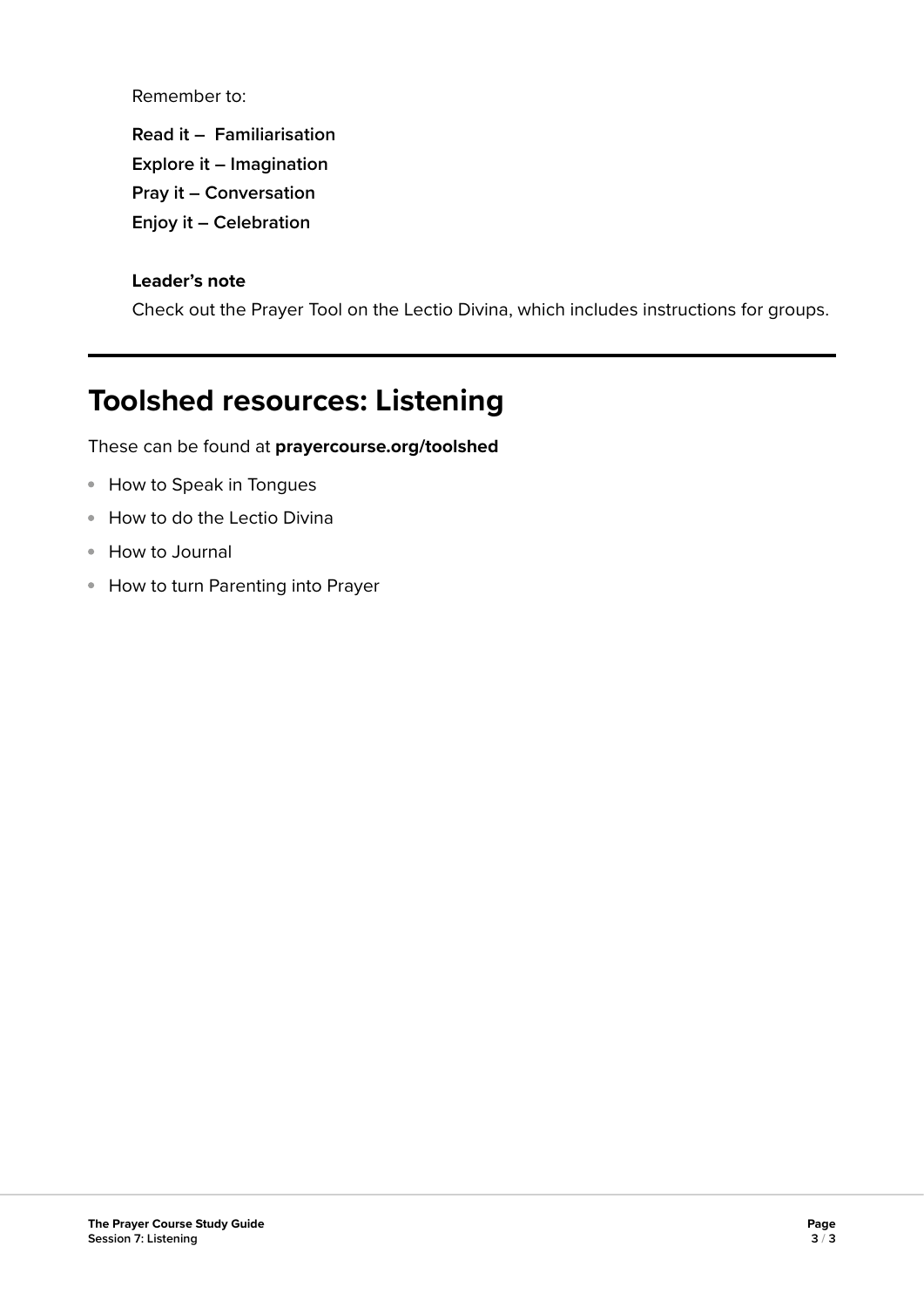Remember to:

**Read it – Familiarisation**
**Explore it – Imagination**
**Pray it – Conversation**
**Enjoy it – Celebration**

**Leader's note**

Check out the Prayer Tool on the Lectio Divina, which includes instructions for groups.

---

## Toolshed resources: Listening

These can be found at **prayercourse.org/toolshed**

- How to Speak in Tongues
- How to do the Lectio Divina
- How to Journal
- How to turn Parenting into Prayer